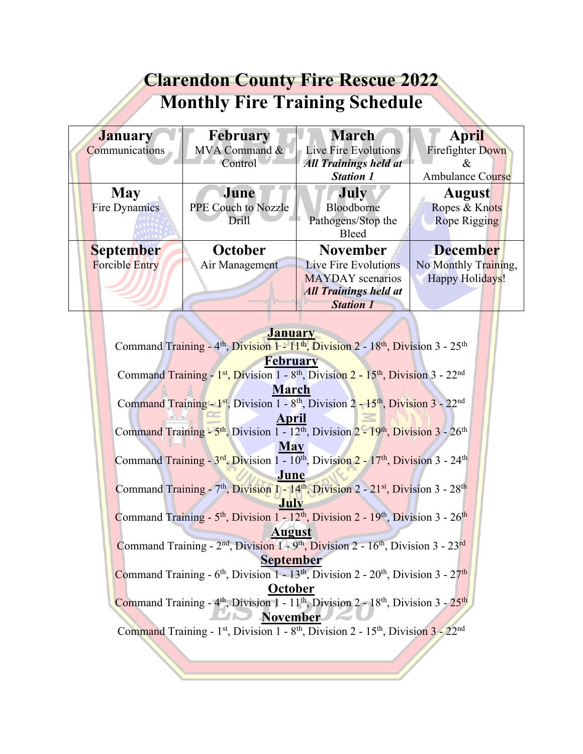# Clarendon County Fire Rescue 2022
# Monthly Fire Training Schedule

| January | February | March | April |
|---|---|---|---|
| Communications | MVA Command & Control | Live Fire Evolutions ***All Trainings held at Station 1*** | Firefighter Down & Ambulance Course |
| **May** | **June** | **July** | **August** |
| Fire Dynamics | PPE Couch to Nozzle Drill | Bloodborne Pathogens/Stop the Bleed | Ropes & Knots Rope Rigging |
| **September** | **October** | **November** | **December** |
| Forcible Entry | Air Management | Live Fire Evolutions MAYDAY scenarios ***All Trainings held at Station 1*** | No Monthly Training, Happy Holidays! |

**January**

Command Training - 4th, Division 1 - 11th, Division 2 - 18th, Division 3 - 25th

**February**

Command Training - 1st, Division 1 - 8th, Division 2 - 15th, Division 3 - 22nd

**March**

Command Training - 1st, Division 1 - 8th, Division 2 - 15th, Division 3 - 22nd

**April**

Command Training - 5th, Division 1 - 12th, Division 2 - 19th, Division 3 - 26th

**May**

Command Training - 3rd, Division 1 - 10th, Division 2 - 17th, Division 3 - 24th

**June**

Command Training - 7th, Division 1 - 14th, Division 2 - 21st, Division 3 - 28th

**July**

Command Training - 5th, Division 1 - 12th, Division 2 - 19th, Division 3 - 26th

**August**

Command Training - 2nd, Division 1 - 9th, Division 2 - 16th, Division 3 - 23rd

**September**

Command Training - 6th, Division 1 - 13th, Division 2 - 20th, Division 3 - 27th

**October**

Command Training - 4th, Division 1 - 11th, Division 2 - 18th, Division 3 - 25th

**November**

Command Training - 1st, Division 1 - 8th, Division 2 - 15th, Division 3 - 22nd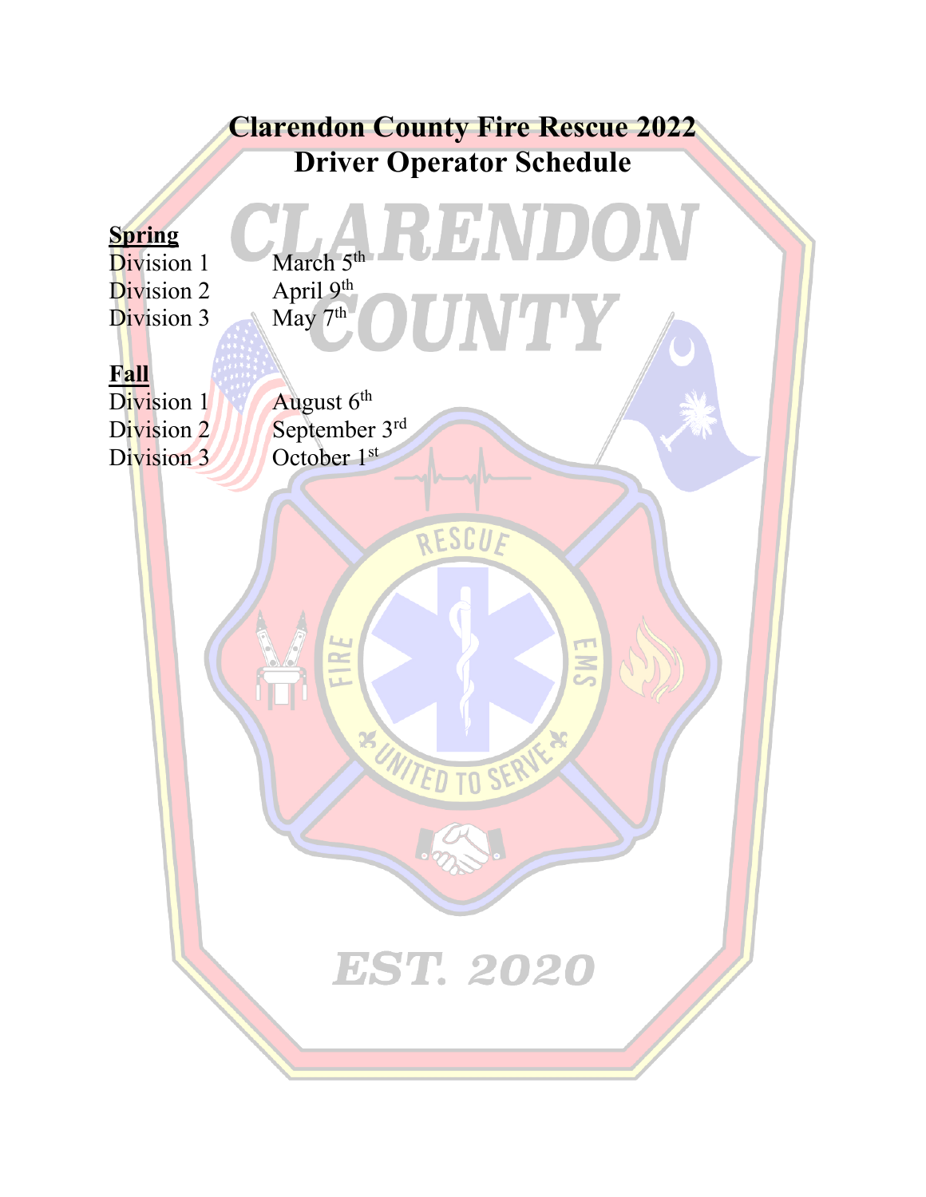# Clarendon County Fire Rescue 2022 Driver Operator Schedule

**Spring**

| | |
|---|---|
| Division 1 | March 5th |
| Division 2 | April 9th |
| Division 3 | May 7th |

**Fall**

| | |
|---|---|
| Division 1 | August 6th |
| Division 2 | September 3rd |
| Division 3 | October 1st |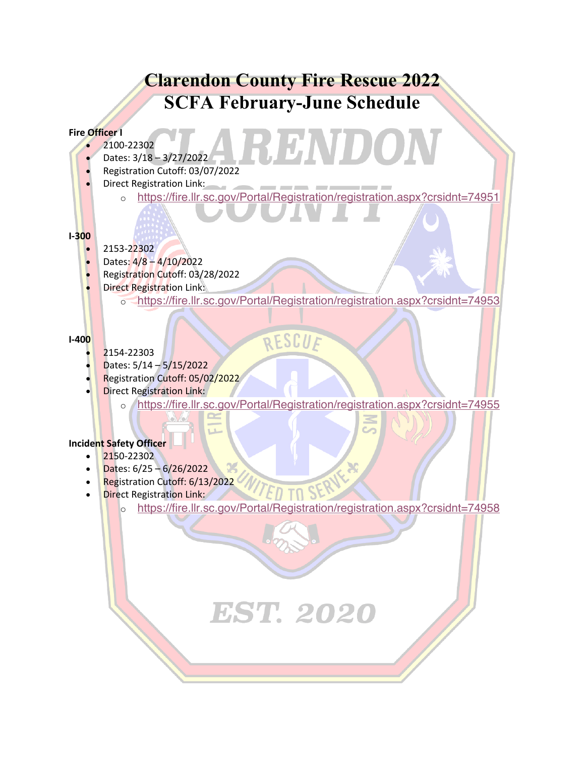# Clarendon County Fire Rescue 2022
# SCFA February-June Schedule

**Fire Officer I**

- 2100-22302
- Dates: 3/18 – 3/27/2022
- Registration Cutoff: 03/07/2022
- Direct Registration Link:
  - https://fire.llr.sc.gov/Portal/Registration/registration.aspx?crsidnt=74951

**I-300**

- 2153-22302
- Dates: 4/8 – 4/10/2022
- Registration Cutoff: 03/28/2022
- Direct Registration Link:
  - https://fire.llr.sc.gov/Portal/Registration/registration.aspx?crsidnt=74953

**I-400**

- 2154-22303
- Dates: 5/14 – 5/15/2022
- Registration Cutoff: 05/02/2022
- Direct Registration Link:
  - https://fire.llr.sc.gov/Portal/Registration/registration.aspx?crsidnt=74955

**Incident Safety Officer**

- 2150-22302
- Dates: 6/25 – 6/26/2022
- Registration Cutoff: 6/13/2022
- Direct Registration Link:
  - https://fire.llr.sc.gov/Portal/Registration/registration.aspx?crsidnt=74958